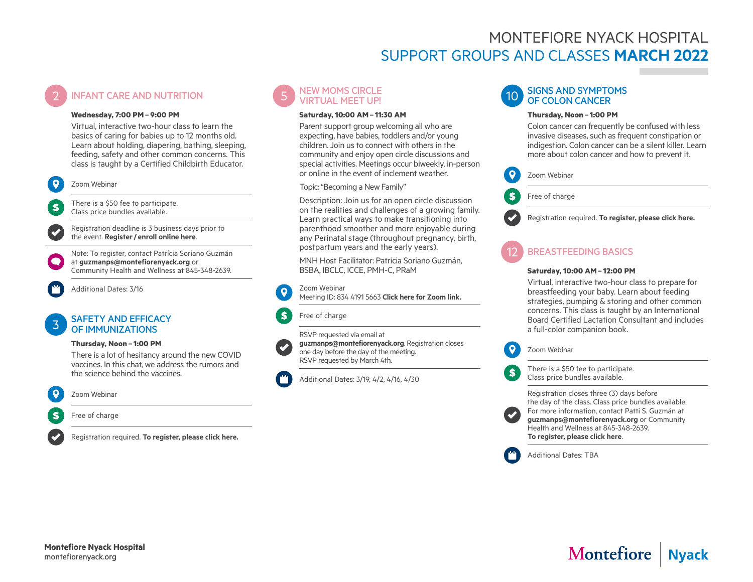# MONTEFIORE NYACK HOSPITAL

## SUPPORT GROUPS AND CLASSES **MARCH 2022**

### 2 INFANT CARE AND NUTRITION

**Wednesday, 7:00 PM – 9:00 PM**

Virtual, interactive two-hour class to learn the basics of caring for babies up to 12 months old. Learn about holding, diapering, bathing, sleeping, feeding, safety and other common concerns. This class is taught by a Certified Childbirth Educator.

Zoom Webinar

There is a $50 fee to participate.
Class price bundles available.

Registration deadline is 3 business days prior to the event. **Register / enroll online here**.

Note: To register, contact Patrícia Soriano Guzmán at **guzmanps@montefiorenyack.org** or Community Health and Wellness at 845-348-2639.

Additional Dates: 3/16

### 3 SAFETY AND EFFICACY OF IMMUNIZATIONS

**Thursday, Noon – 1:00 PM**

There is a lot of hesitancy around the new COVID vaccines. In this chat, we address the rumors and the science behind the vaccines.

Zoom Webinar

Free of charge

Registration required. **To register, please click here.**

### 5 NEW MOMS CIRCLE VIRTUAL MEET UP!

**Saturday, 10:00 AM – 11:30 AM**

Parent support group welcoming all who are expecting, have babies, toddlers and/or young children. Join us to connect with others in the community and enjoy open circle discussions and special activities. Meetings occur biweekly, in-person or online in the event of inclement weather.

Topic: "Becoming a New Family"

Description: Join us for an open circle discussion on the realities and challenges of a growing family. Learn practical ways to make transitioning into parenthood smoother and more enjoyable during any Perinatal stage (throughout pregnancy, birth, postpartum years and the early years).

MNH Host Facilitator: Patrícia Soriano Guzmán, BSBA, IBCLC, ICCE, PMH-C, PRaM

Zoom Webinar
Meeting ID: 834 4191 5663 **Click here for Zoom link.**

Free of charge

RSVP requested via email at **guzmanps@montefiorenyack.org**. Registration closes one day before the day of the meeting.
RSVP requested by March 4th.

Additional Dates: 3/19, 4/2, 4/16, 4/30

### 10 SIGNS AND SYMPTOMS OF COLON CANCER

**Thursday, Noon – 1:00 PM**

Colon cancer can frequently be confused with less invasive diseases, such as frequent constipation or indigestion. Colon cancer can be a silent killer. Learn more about colon cancer and how to prevent it.

Zoom Webinar

Free of charge

Registration required. **To register, please click here.**

### 12 BREASTFEEDING BASICS

**Saturday, 10:00 AM – 12:00 PM**

Virtual, interactive two-hour class to prepare for breastfeeding your baby. Learn about feeding strategies, pumping & storing and other common concerns. This class is taught by an International Board Certified Lactation Consultant and includes a full-color companion book.

Zoom Webinar

There is a $50 fee to participate.
Class price bundles available.

Registration closes three (3) days before the day of the class. Class price bundles available. For more information, contact Patti S. Guzmán at **guzmanps@montefiorenyack.org** or Community Health and Wellness at 845-348-2639.
**To register, please click here**.

Additional Dates: TBA

**Montefiore Nyack Hospital**
montefiorenyack.org

Montefiore | Nyack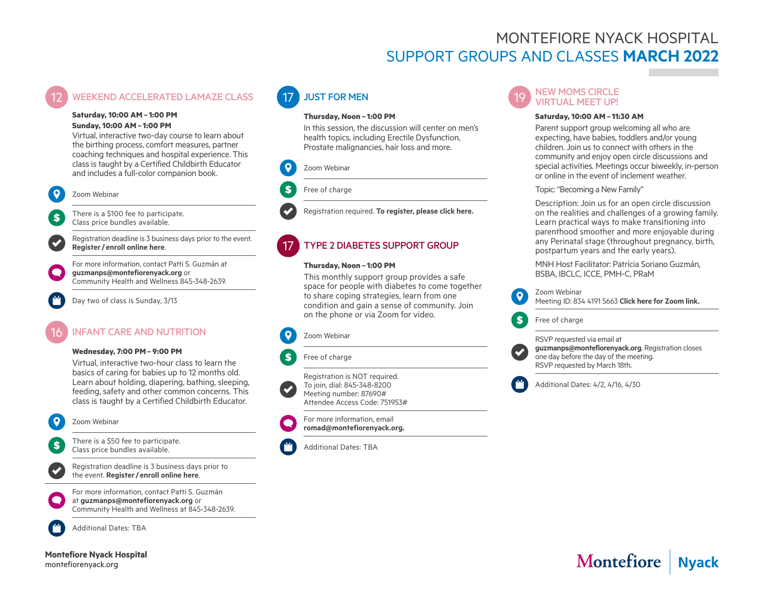# MONTEFIORE NYACK HOSPITAL
## SUPPORT GROUPS AND CLASSES **MARCH 2022**

## 12 WEEKEND ACCELERATED LAMAZE CLASS

**Saturday, 10:00 AM – 1:00 PM**
**Sunday, 10:00 AM – 1:00 PM**

Virtual, interactive two-day course to learn about the birthing process, comfort measures, partner coaching techniques and hospital experience. This class is taught by a Certified Childbirth Educator and includes a full-color companion book.

- Zoom Webinar
- There is a $100 fee to participate. Class price bundles available.
- Registration deadline is 3 business days prior to the event. **Register / enroll online here**.
- For more information, contact Patti S. Guzmán at **guzmanps@montefiorenyack.org** or Community Health and Wellness 845-348-2639.
- Day two of class is Sunday, 3/13

## 16 INFANT CARE AND NUTRITION

**Wednesday, 7:00 PM – 9:00 PM**

Virtual, interactive two-hour class to learn the basics of caring for babies up to 12 months old. Learn about holding, diapering, bathing, sleeping, feeding, safety and other common concerns. This class is taught by a Certified Childbirth Educator.

- Zoom Webinar
- There is a $50 fee to participate. Class price bundles available.
- Registration deadline is 3 business days prior to the event. **Register / enroll online here**.
- For more information, contact Patti S. Guzmán at **guzmanps@montefiorenyack.org** or Community Health and Wellness at 845-348-2639.
- Additional Dates: TBA

## 17 JUST FOR MEN

**Thursday, Noon – 1:00 PM**

In this session, the discussion will center on men's health topics, including Erectile Dysfunction, Prostate malignancies, hair loss and more.

- Zoom Webinar
- Free of charge
- Registration required. **To register, please click here.**

## 17 TYPE 2 DIABETES SUPPORT GROUP

**Thursday, Noon – 1:00 PM**

This monthly support group provides a safe space for people with diabetes to come together to share coping strategies, learn from one condition and gain a sense of community. Join on the phone or via Zoom for video.

- Zoom Webinar
- Free of charge
- Registration is NOT required. To join, dial: 845-348-8200 Meeting number: 87690# Attendee Access Code: 751953#
- For more information, email **romad@montefiorenyack.org.**
- Additional Dates: TBA

## 19 NEW MOMS CIRCLE VIRTUAL MEET UP!

**Saturday, 10:00 AM – 11:30 AM**

Parent support group welcoming all who are expecting, have babies, toddlers and/or young children. Join us to connect with others in the community and enjoy open circle discussions and special activities. Meetings occur biweekly, in-person or online in the event of inclement weather.

Topic: "Becoming a New Family"

Description: Join us for an open circle discussion on the realities and challenges of a growing family. Learn practical ways to make transitioning into parenthood smoother and more enjoyable during any Perinatal stage (throughout pregnancy, birth, postpartum years and the early years).

MNH Host Facilitator: Patrícia Soriano Guzmán, BSBA, IBCLC, ICCE, PMH-C, PRaM

- Zoom Webinar Meeting ID: 834 4191 5663 **Click here for Zoom link.**
- Free of charge
- RSVP requested via email at **guzmanps@montefiorenyack.org**. Registration closes one day before the day of the meeting. RSVP requested by March 18th.
- Additional Dates: 4/2, 4/16, 4/30

**Montefiore Nyack Hospital**
montefiorenyack.org

Montefiore | Nyack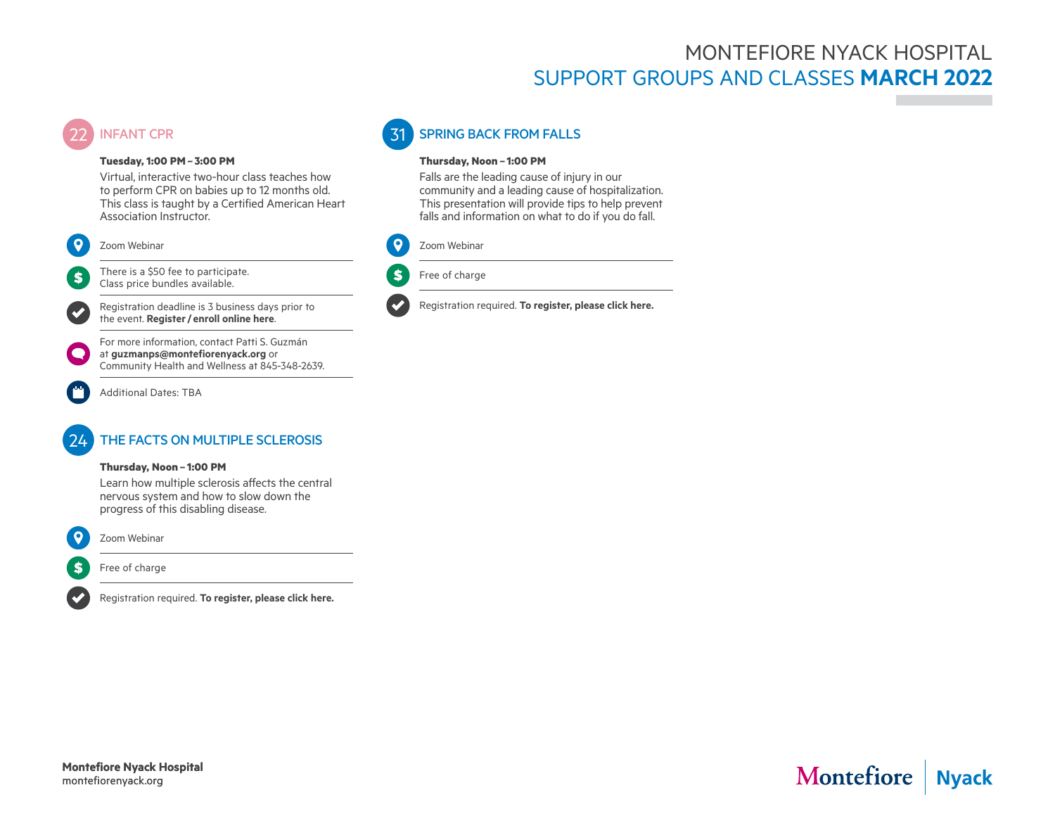# MONTEFIORE NYACK HOSPITAL
## SUPPORT GROUPS AND CLASSES **MARCH 2022**

### 22 INFANT CPR

**Tuesday, 1:00 PM – 3:00 PM**

Virtual, interactive two-hour class teaches how to perform CPR on babies up to 12 months old. This class is taught by a Certified American Heart Association Instructor.

- Zoom Webinar
- There is a $50 fee to participate. Class price bundles available.
- Registration deadline is 3 business days prior to the event. **Register / enroll online here**.
- For more information, contact Patti S. Guzmán at **guzmanps@montefiorenyack.org** or Community Health and Wellness at 845-348-2639.
- Additional Dates: TBA

### 24 THE FACTS ON MULTIPLE SCLEROSIS

**Thursday, Noon – 1:00 PM**

Learn how multiple sclerosis affects the central nervous system and how to slow down the progress of this disabling disease.

- Zoom Webinar
- Free of charge
- Registration required. **To register, please click here.**

### 31 SPRING BACK FROM FALLS

**Thursday, Noon – 1:00 PM**

Falls are the leading cause of injury in our community and a leading cause of hospitalization. This presentation will provide tips to help prevent falls and information on what to do if you do fall.

- Zoom Webinar
- Free of charge
- Registration required. **To register, please click here.**

**Montefiore Nyack Hospital**
montefiorenyack.org

Montefiore | Nyack